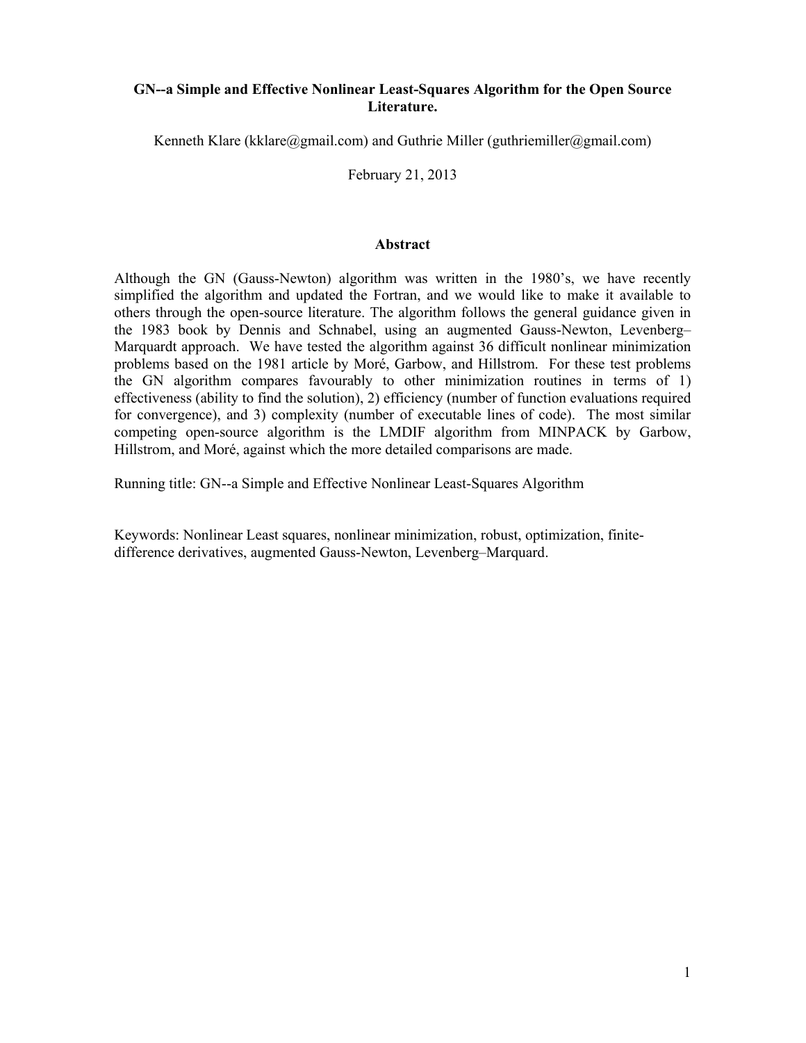# GN--a Simple and Effective Nonlinear Least-Squares Algorithm for the Open Source Literature.

Kenneth Klare (kklare@gmail.com) and Guthrie Miller (guthriemiller@gmail.com)

February 21, 2013

## Abstract

Although the GN (Gauss-Newton) algorithm was written in the 1980's, we have recently simplified the algorithm and updated the Fortran, and we would like to make it available to others through the open-source literature. The algorithm follows the general guidance given in the 1983 book by Dennis and Schnabel, using an augmented Gauss-Newton, Levenberg–Marquardt approach. We have tested the algorithm against 36 difficult nonlinear minimization problems based on the 1981 article by Moré, Garbow, and Hillstrom. For these test problems the GN algorithm compares favourably to other minimization routines in terms of 1) effectiveness (ability to find the solution), 2) efficiency (number of function evaluations required for convergence), and 3) complexity (number of executable lines of code). The most similar competing open-source algorithm is the LMDIF algorithm from MINPACK by Garbow, Hillstrom, and Moré, against which the more detailed comparisons are made.

Running title: GN--a Simple and Effective Nonlinear Least-Squares Algorithm

Keywords: Nonlinear Least squares, nonlinear minimization, robust, optimization, finite-difference derivatives, augmented Gauss-Newton, Levenberg–Marquard.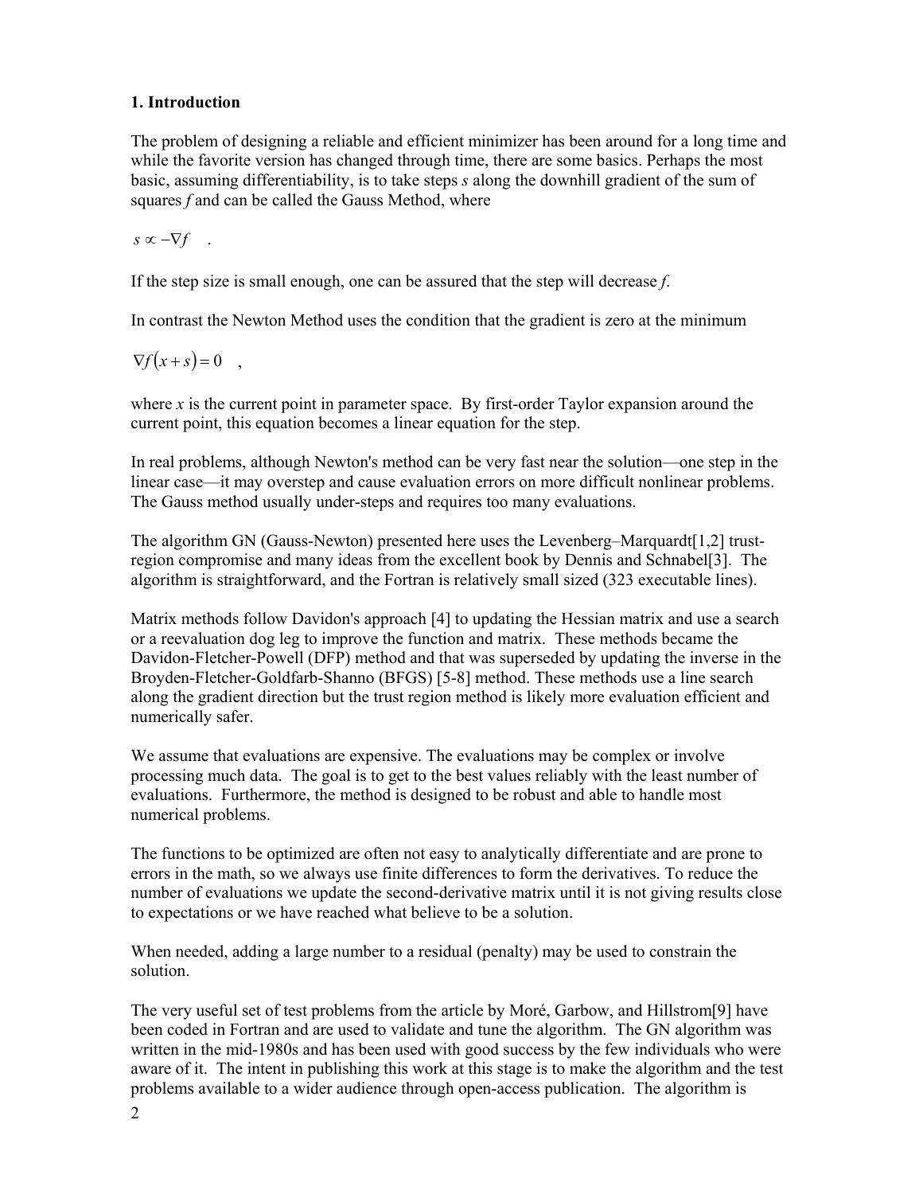## 1. Introduction

The problem of designing a reliable and efficient minimizer has been around for a long time and while the favorite version has changed through time, there are some basics. Perhaps the most basic, assuming differentiability, is to take steps *s* along the downhill gradient of the sum of squares *f* and can be called the Gauss Method, where

$$s \propto -\nabla f \quad .$$

If the step size is small enough, one can be assured that the step will decrease *f*.

In contrast the Newton Method uses the condition that the gradient is zero at the minimum

$$\nabla f(x+s) = 0 \quad ,$$

where *x* is the current point in parameter space. By first-order Taylor expansion around the current point, this equation becomes a linear equation for the step.

In real problems, although Newton's method can be very fast near the solution—one step in the linear case—it may overstep and cause evaluation errors on more difficult nonlinear problems. The Gauss method usually under-steps and requires too many evaluations.

The algorithm GN (Gauss-Newton) presented here uses the Levenberg–Marquardt[1,2] trust-region compromise and many ideas from the excellent book by Dennis and Schnabel[3]. The algorithm is straightforward, and the Fortran is relatively small sized (323 executable lines).

Matrix methods follow Davidon's approach [4] to updating the Hessian matrix and use a search or a reevaluation dog leg to improve the function and matrix. These methods became the Davidon-Fletcher-Powell (DFP) method and that was superseded by updating the inverse in the Broyden-Fletcher-Goldfarb-Shanno (BFGS) [5-8] method. These methods use a line search along the gradient direction but the trust region method is likely more evaluation efficient and numerically safer.

We assume that evaluations are expensive. The evaluations may be complex or involve processing much data. The goal is to get to the best values reliably with the least number of evaluations. Furthermore, the method is designed to be robust and able to handle most numerical problems.

The functions to be optimized are often not easy to analytically differentiate and are prone to errors in the math, so we always use finite differences to form the derivatives. To reduce the number of evaluations we update the second-derivative matrix until it is not giving results close to expectations or we have reached what believe to be a solution.

When needed, adding a large number to a residual (penalty) may be used to constrain the solution.

The very useful set of test problems from the article by Moré, Garbow, and Hillstrom[9] have been coded in Fortran and are used to validate and tune the algorithm. The GN algorithm was written in the mid-1980s and has been used with good success by the few individuals who were aware of it. The intent in publishing this work at this stage is to make the algorithm and the test problems available to a wider audience through open-access publication. The algorithm is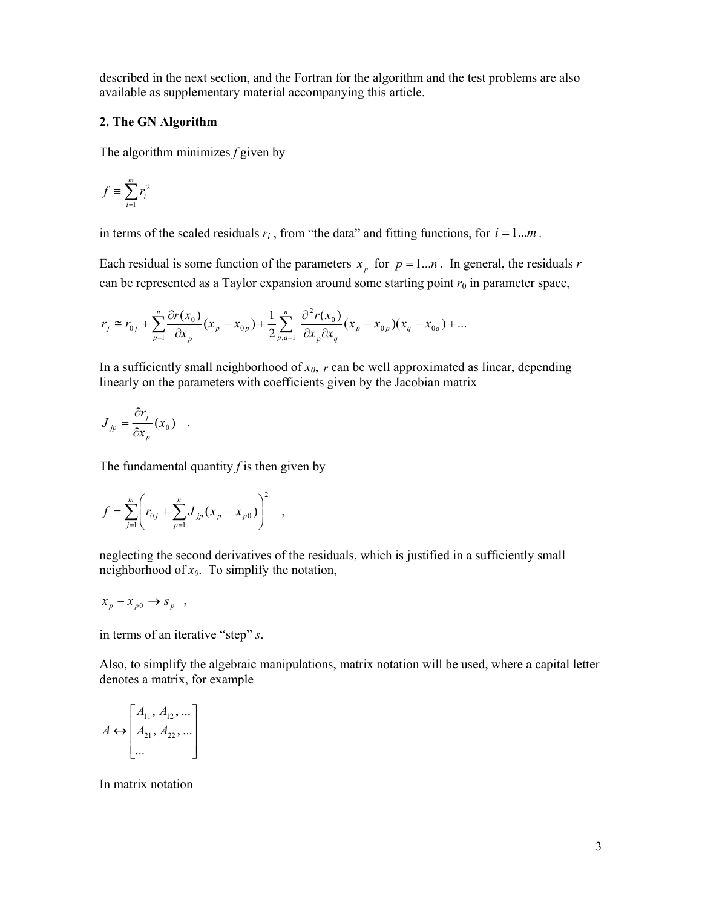described in the next section, and the Fortran for the algorithm and the test problems are also available as supplementary material accompanying this article.

## 2. The GN Algorithm

The algorithm minimizes $f$ given by

$$f \equiv \sum_{i=1}^{m} r_i^2$$

in terms of the scaled residuals $r_i$ , from "the data" and fitting functions, for $i = 1...m$ .

Each residual is some function of the parameters $x_p$ for $p = 1...n$ . In general, the residuals $r$ can be represented as a Taylor expansion around some starting point $r_0$ in parameter space,

$$r_j \cong r_{0j} + \sum_{p=1}^{n} \frac{\partial r(x_0)}{\partial x_p}(x_p - x_{0p}) + \frac{1}{2}\sum_{p,q=1}^{n} \frac{\partial^2 r(x_0)}{\partial x_p \partial x_q}(x_p - x_{0p})(x_q - x_{0q}) + ...$$

In a sufficiently small neighborhood of $x_0$, $r$ can be well approximated as linear, depending linearly on the parameters with coefficients given by the Jacobian matrix

$$J_{jp} = \frac{\partial r_j}{\partial x_p}(x_0) \quad .$$

The fundamental quantity $f$ is then given by

$$f = \sum_{j=1}^{m} \left( r_{0j} + \sum_{p=1}^{n} J_{jp}(x_p - x_{p0}) \right)^2 \quad ,$$

neglecting the second derivatives of the residuals, which is justified in a sufficiently small neighborhood of $x_0$. To simplify the notation,

$$x_p - x_{p0} \rightarrow s_p \quad ,$$

in terms of an iterative "step" $s$.

Also, to simplify the algebraic manipulations, matrix notation will be used, where a capital letter denotes a matrix, for example

$$A \leftrightarrow \begin{bmatrix} A_{11}, A_{12}, ... \\ A_{21}, A_{22}, ... \\ ... \end{bmatrix}$$

In matrix notation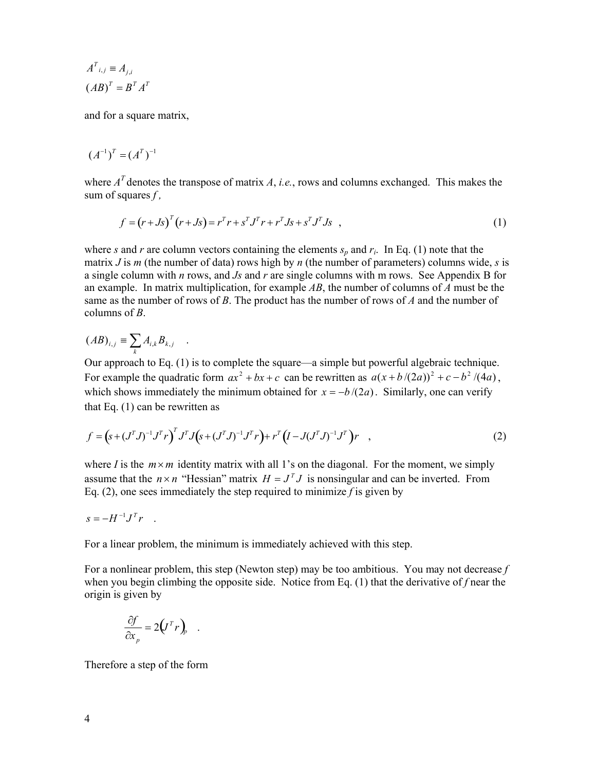$$A^T{}_{i,j} \equiv A_{j,i}$$
$$(AB)^T = B^T A^T$$

and for a square matrix,

$$(A^{-1})^T = (A^T)^{-1}$$

where $A^T$ denotes the transpose of matrix $A$, *i.e.*, rows and columns exchanged. This makes the sum of squares $f$,

$$f = (r + Js)^T (r + Js) = r^T r + s^T J^T r + r^T Js + s^T J^T Js \quad , \tag{1}$$

where $s$ and $r$ are column vectors containing the elements $s_p$ and $r_i$. In Eq. (1) note that the matrix $J$ is $m$ (the number of data) rows high by $n$ (the number of parameters) columns wide, $s$ is a single column with $n$ rows, and $Js$ and $r$ are single columns with m rows. See Appendix B for an example. In matrix multiplication, for example $AB$, the number of columns of $A$ must be the same as the number of rows of $B$. The product has the number of rows of $A$ and the number of columns of $B$.

$$(AB)_{i,j} \equiv \sum_k A_{i,k} B_{k,j} \quad .$$

Our approach to Eq. (1) is to complete the square—a simple but powerful algebraic technique. For example the quadratic form $ax^2 + bx + c$ can be rewritten as $a(x + b/(2a))^2 + c - b^2/(4a)$, which shows immediately the minimum obtained for $x = -b/(2a)$. Similarly, one can verify that Eq. (1) can be rewritten as

$$f = \left(s + (J^T J)^{-1} J^T r\right)^T J^T J \left(s + (J^T J)^{-1} J^T r\right) + r^T \left(I - J(J^T J)^{-1} J^T\right) r \quad , \tag{2}$$

where $I$ is the $m \times m$ identity matrix with all 1's on the diagonal. For the moment, we simply assume that the $n \times n$ "Hessian" matrix $H = J^T J$ is nonsingular and can be inverted. From Eq. (2), one sees immediately the step required to minimize $f$ is given by

$$s = -H^{-1} J^T r \quad .$$

For a linear problem, the minimum is immediately achieved with this step.

For a nonlinear problem, this step (Newton step) may be too ambitious. You may not decrease $f$ when you begin climbing the opposite side. Notice from Eq. (1) that the derivative of $f$ near the origin is given by

$$\frac{\partial f}{\partial x_p} = 2\left(J^T r\right)_p \quad .$$

Therefore a step of the form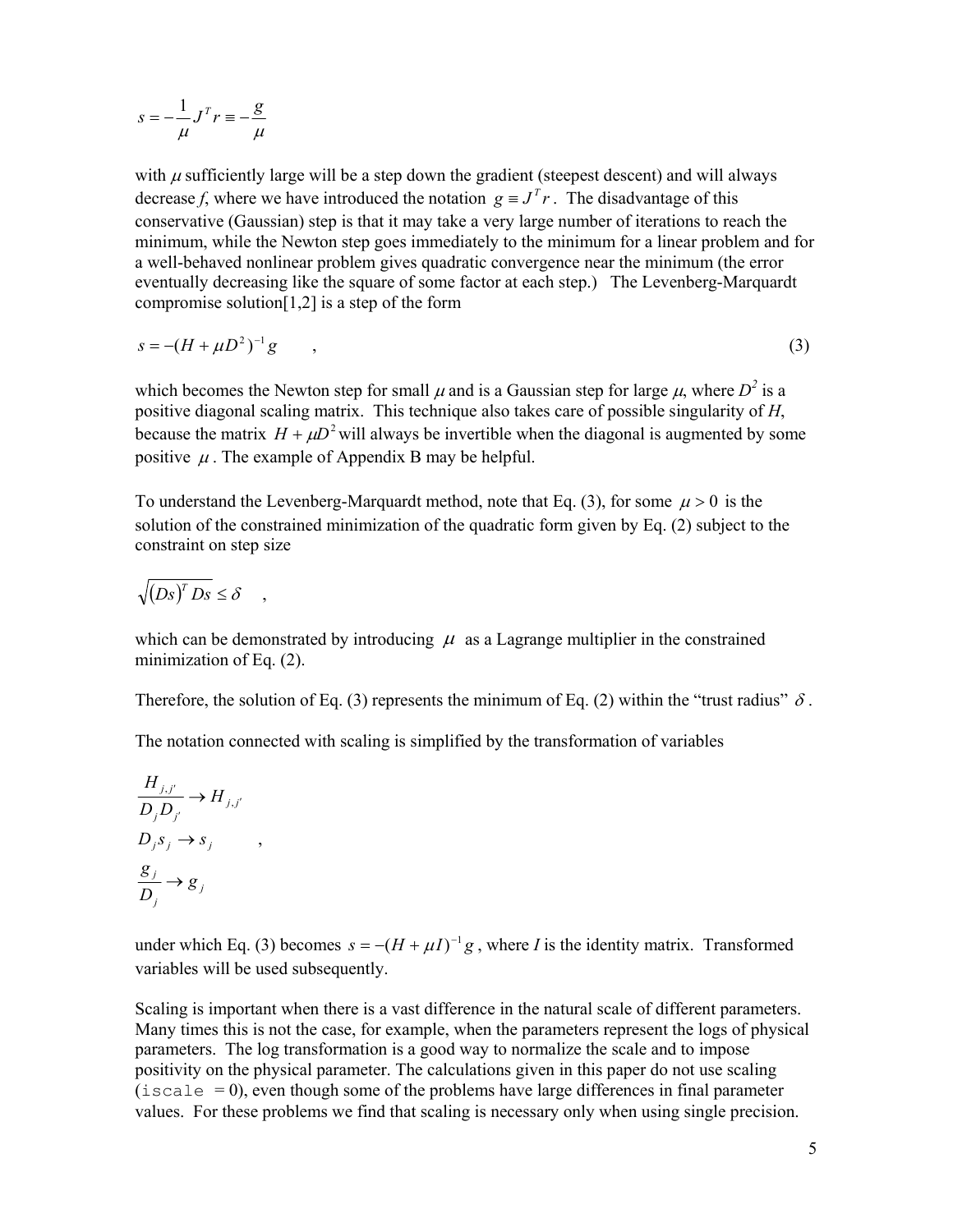$$s = -\frac{1}{\mu} J^T r \equiv -\frac{g}{\mu}$$

with $\mu$ sufficiently large will be a step down the gradient (steepest descent) and will always decrease $f$, where we have introduced the notation $g \equiv J^T r$. The disadvantage of this conservative (Gaussian) step is that it may take a very large number of iterations to reach the minimum, while the Newton step goes immediately to the minimum for a linear problem and for a well-behaved nonlinear problem gives quadratic convergence near the minimum (the error eventually decreasing like the square of some factor at each step.) The Levenberg-Marquardt compromise solution[1,2] is a step of the form

$$s = -(H + \mu D^2)^{-1} g \qquad , \tag{3}$$

which becomes the Newton step for small $\mu$ and is a Gaussian step for large $\mu$, where $D^2$ is a positive diagonal scaling matrix. This technique also takes care of possible singularity of $H$, because the matrix $H + \mu D^2$ will always be invertible when the diagonal is augmented by some positive $\mu$. The example of Appendix B may be helpful.

To understand the Levenberg-Marquardt method, note that Eq. (3), for some $\mu > 0$ is the solution of the constrained minimization of the quadratic form given by Eq. (2) subject to the constraint on step size

$$\sqrt{(Ds)^T Ds} \le \delta \quad ,$$

which can be demonstrated by introducing $\mu$ as a Lagrange multiplier in the constrained minimization of Eq. (2).

Therefore, the solution of Eq. (3) represents the minimum of Eq. (2) within the "trust radius" $\delta$.

The notation connected with scaling is simplified by the transformation of variables

$$\begin{aligned} &\frac{H_{j,j'}}{D_j D_{j'}} \to H_{j,j'} \\ &D_j s_j \to s_j \qquad , \\ &\frac{g_j}{D_j} \to g_j \end{aligned}$$

under which Eq. (3) becomes $s = -(H + \mu I)^{-1} g$, where $I$ is the identity matrix. Transformed variables will be used subsequently.

Scaling is important when there is a vast difference in the natural scale of different parameters. Many times this is not the case, for example, when the parameters represent the logs of physical parameters. The log transformation is a good way to normalize the scale and to impose positivity on the physical parameter. The calculations given in this paper do not use scaling (`iscale = 0`), even though some of the problems have large differences in final parameter values. For these problems we find that scaling is necessary only when using single precision.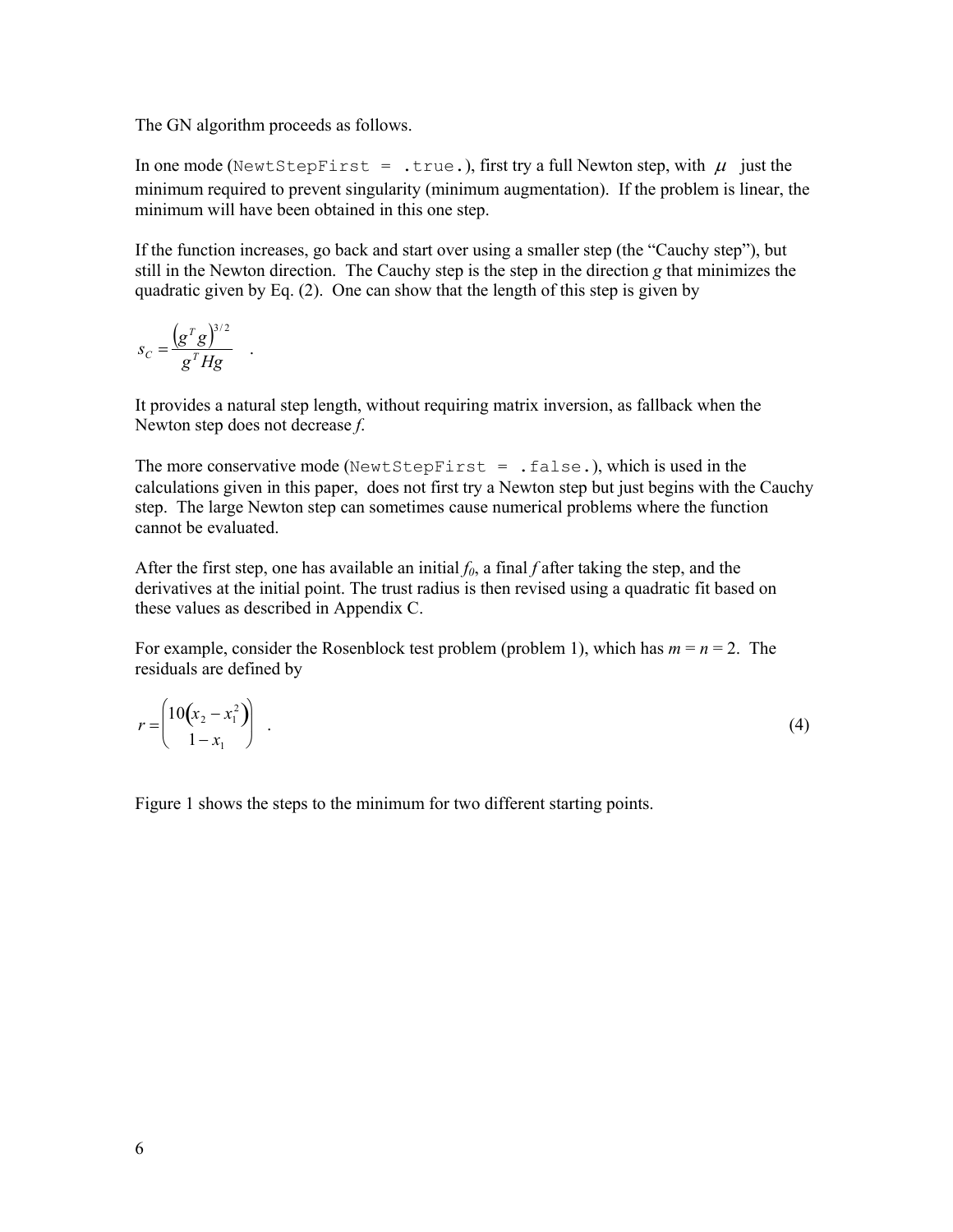The GN algorithm proceeds as follows.

In one mode (`NewtStepFirst = .true.`), first try a full Newton step, with $\mu$ just the minimum required to prevent singularity (minimum augmentation). If the problem is linear, the minimum will have been obtained in this one step.

If the function increases, go back and start over using a smaller step (the "Cauchy step"), but still in the Newton direction. The Cauchy step is the step in the direction *g* that minimizes the quadratic given by Eq. (2). One can show that the length of this step is given by

$$s_C = \frac{\left(g^T g\right)^{3/2}}{g^T H g} \quad .$$

It provides a natural step length, without requiring matrix inversion, as fallback when the Newton step does not decrease *f*.

The more conservative mode (`NewtStepFirst = .false.`), which is used in the calculations given in this paper, does not first try a Newton step but just begins with the Cauchy step. The large Newton step can sometimes cause numerical problems where the function cannot be evaluated.

After the first step, one has available an initial $f_0$, a final *f* after taking the step, and the derivatives at the initial point. The trust radius is then revised using a quadratic fit based on these values as described in Appendix C.

For example, consider the Rosenblock test problem (problem 1), which has $m = n = 2$. The residuals are defined by

$$r = \begin{pmatrix} 10\left(x_2 - x_1^2\right) \\ 1 - x_1 \end{pmatrix} \quad . \tag{4}$$

Figure 1 shows the steps to the minimum for two different starting points.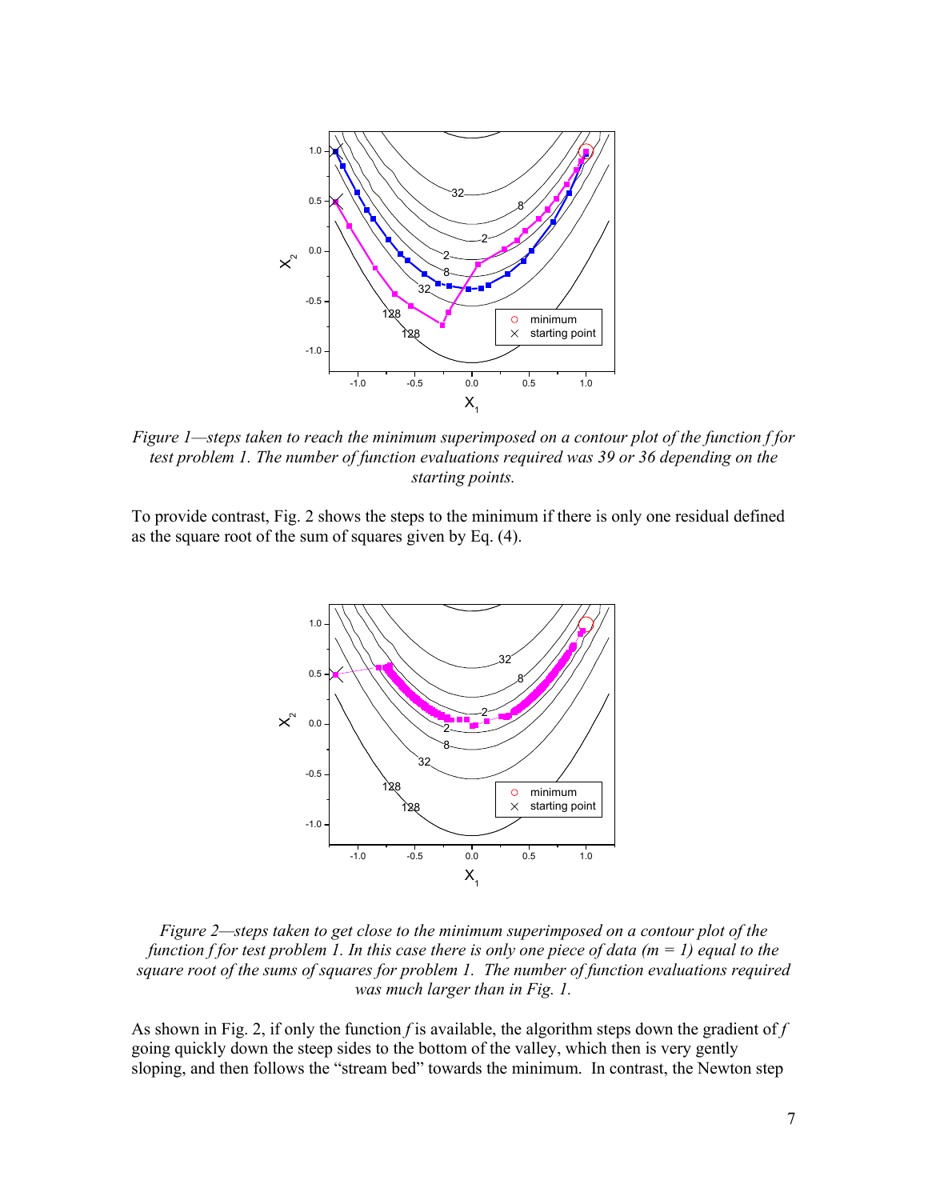*Figure 1—steps taken to reach the minimum superimposed on a contour plot of the function f for test problem 1. The number of function evaluations required was 39 or 36 depending on the starting points.*

To provide contrast, Fig. 2 shows the steps to the minimum if there is only one residual defined as the square root of the sum of squares given by Eq. (4).

*Figure 2—steps taken to get close to the minimum superimposed on a contour plot of the function f for test problem 1. In this case there is only one piece of data ($m = 1$) equal to the square root of the sums of squares for problem 1. The number of function evaluations required was much larger than in Fig. 1.*

As shown in Fig. 2, if only the function $f$ is available, the algorithm steps down the gradient of $f$ going quickly down the steep sides to the bottom of the valley, which then is very gently sloping, and then follows the "stream bed" towards the minimum. In contrast, the Newton step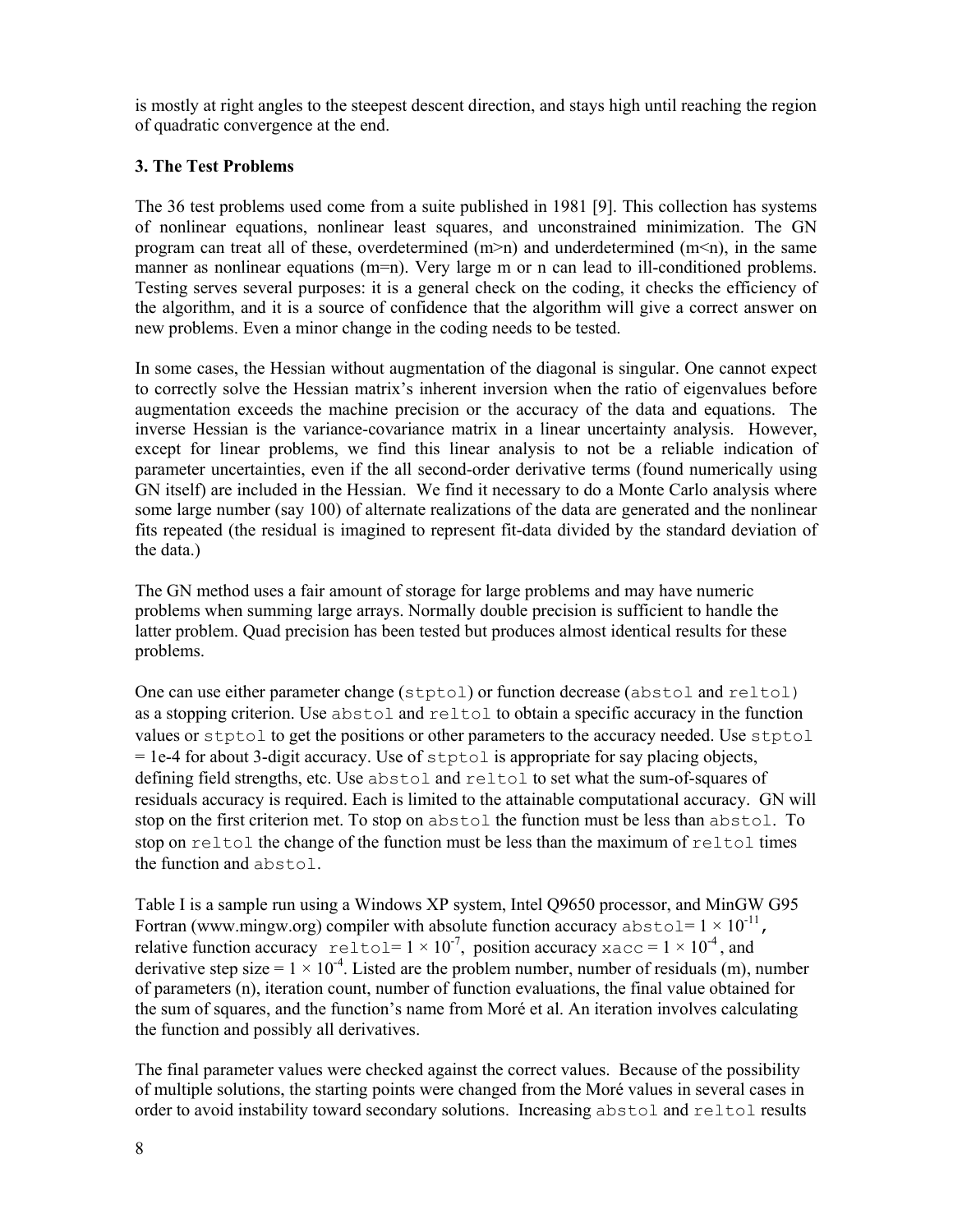is mostly at right angles to the steepest descent direction, and stays high until reaching the region of quadratic convergence at the end.

### 3. The Test Problems

The 36 test problems used come from a suite published in 1981 [9]. This collection has systems of nonlinear equations, nonlinear least squares, and unconstrained minimization. The GN program can treat all of these, overdetermined (m>n) and underdetermined (m<n), in the same manner as nonlinear equations (m=n). Very large m or n can lead to ill-conditioned problems. Testing serves several purposes: it is a general check on the coding, it checks the efficiency of the algorithm, and it is a source of confidence that the algorithm will give a correct answer on new problems. Even a minor change in the coding needs to be tested.

In some cases, the Hessian without augmentation of the diagonal is singular. One cannot expect to correctly solve the Hessian matrix's inherent inversion when the ratio of eigenvalues before augmentation exceeds the machine precision or the accuracy of the data and equations. The inverse Hessian is the variance-covariance matrix in a linear uncertainty analysis. However, except for linear problems, we find this linear analysis to not be a reliable indication of parameter uncertainties, even if the all second-order derivative terms (found numerically using GN itself) are included in the Hessian. We find it necessary to do a Monte Carlo analysis where some large number (say 100) of alternate realizations of the data are generated and the nonlinear fits repeated (the residual is imagined to represent fit-data divided by the standard deviation of the data.)

The GN method uses a fair amount of storage for large problems and may have numeric problems when summing large arrays. Normally double precision is sufficient to handle the latter problem. Quad precision has been tested but produces almost identical results for these problems.

One can use either parameter change (`stptol`) or function decrease (`abstol` and `reltol`) as a stopping criterion. Use `abstol` and `reltol` to obtain a specific accuracy in the function values or `stptol` to get the positions or other parameters to the accuracy needed. Use `stptol` = 1e-4 for about 3-digit accuracy. Use of `stptol` is appropriate for say placing objects, defining field strengths, etc. Use `abstol` and `reltol` to set what the sum-of-squares of residuals accuracy is required. Each is limited to the attainable computational accuracy. GN will stop on the first criterion met. To stop on `abstol` the function must be less than `abstol`. To stop on `reltol` the change of the function must be less than the maximum of `reltol` times the function and `abstol`.

Table I is a sample run using a Windows XP system, Intel Q9650 processor, and MinGW G95 Fortran (www.mingw.org) compiler with absolute function accuracy `abstol`= $1 \times 10^{-11}$, relative function accuracy `reltol`= $1 \times 10^{-7}$, position accuracy `xacc` = $1 \times 10^{-4}$, and derivative step size = $1 \times 10^{-4}$. Listed are the problem number, number of residuals (m), number of parameters (n), iteration count, number of function evaluations, the final value obtained for the sum of squares, and the function's name from Moré et al. An iteration involves calculating the function and possibly all derivatives.

The final parameter values were checked against the correct values. Because of the possibility of multiple solutions, the starting points were changed from the Moré values in several cases in order to avoid instability toward secondary solutions. Increasing `abstol` and `reltol` results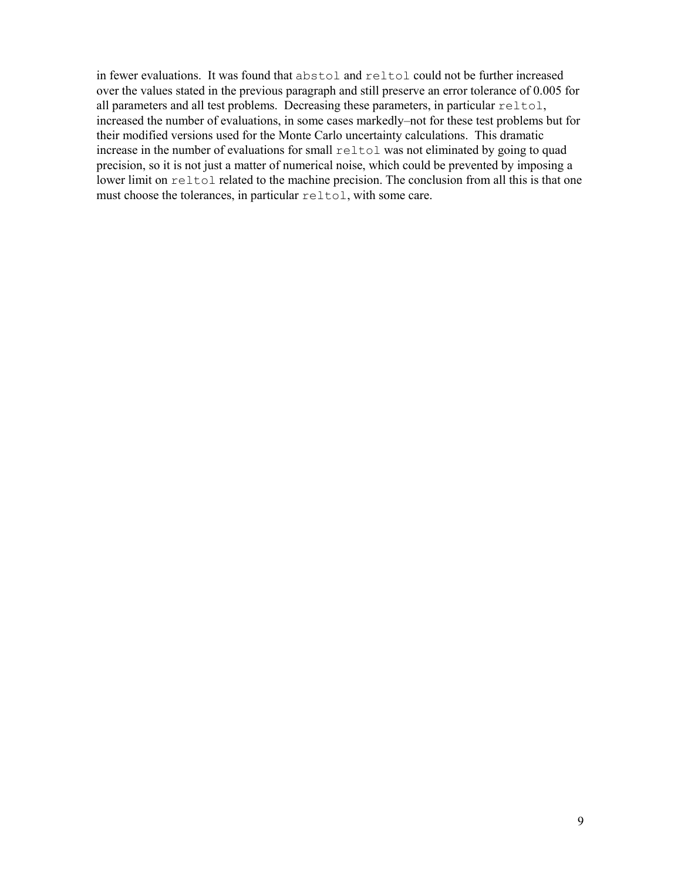in fewer evaluations. It was found that `abstol` and `reltol` could not be further increased over the values stated in the previous paragraph and still preserve an error tolerance of 0.005 for all parameters and all test problems. Decreasing these parameters, in particular `reltol`, increased the number of evaluations, in some cases markedly–not for these test problems but for their modified versions used for the Monte Carlo uncertainty calculations. This dramatic increase in the number of evaluations for small `reltol` was not eliminated by going to quad precision, so it is not just a matter of numerical noise, which could be prevented by imposing a lower limit on `reltol` related to the machine precision. The conclusion from all this is that one must choose the tolerances, in particular `reltol`, with some care.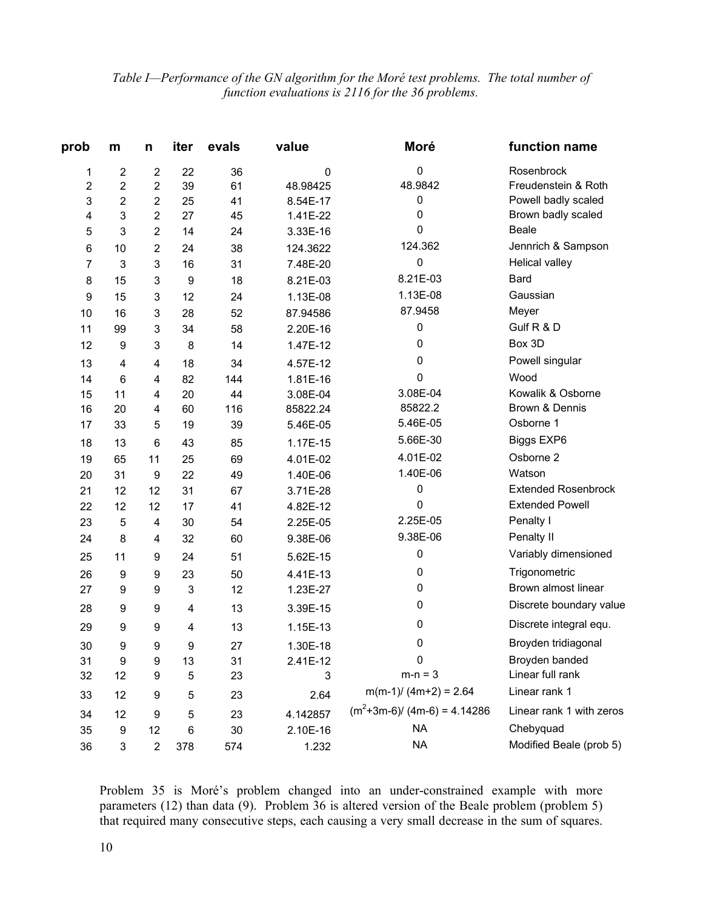*Table I—Performance of the GN algorithm for the Moré test problems. The total number of function evaluations is 2116 for the 36 problems.*

| prob | m | n | iter | evals | value | Moré | function name |
|---|---|---|---|---|---|---|---|
| 1 | 2 | 2 | 22 | 36 | 0 | 0 | Rosenbrock |
| 2 | 2 | 2 | 39 | 61 | 48.98425 | 48.9842 | Freudenstein & Roth |
| 3 | 2 | 2 | 25 | 41 | 8.54E-17 | 0 | Powell badly scaled |
| 4 | 3 | 2 | 27 | 45 | 1.41E-22 | 0 | Brown badly scaled |
| 5 | 3 | 2 | 14 | 24 | 3.33E-16 | 0 | Beale |
| 6 | 10 | 2 | 24 | 38 | 124.3622 | 124.362 | Jennrich & Sampson |
| 7 | 3 | 3 | 16 | 31 | 7.48E-20 | 0 | Helical valley |
| 8 | 15 | 3 | 9 | 18 | 8.21E-03 | 8.21E-03 | Bard |
| 9 | 15 | 3 | 12 | 24 | 1.13E-08 | 1.13E-08 | Gaussian |
| 10 | 16 | 3 | 28 | 52 | 87.94586 | 87.9458 | Meyer |
| 11 | 99 | 3 | 34 | 58 | 2.20E-16 | 0 | Gulf R & D |
| 12 | 9 | 3 | 8 | 14 | 1.47E-12 | 0 | Box 3D |
| 13 | 4 | 4 | 18 | 34 | 4.57E-12 | 0 | Powell singular |
| 14 | 6 | 4 | 82 | 144 | 1.81E-16 | 0 | Wood |
| 15 | 11 | 4 | 20 | 44 | 3.08E-04 | 3.08E-04 | Kowalik & Osborne |
| 16 | 20 | 4 | 60 | 116 | 85822.24 | 85822.2 | Brown & Dennis |
| 17 | 33 | 5 | 19 | 39 | 5.46E-05 | 5.46E-05 | Osborne 1 |
| 18 | 13 | 6 | 43 | 85 | 1.17E-15 | 5.66E-30 | Biggs EXP6 |
| 19 | 65 | 11 | 25 | 69 | 4.01E-02 | 4.01E-02 | Osborne 2 |
| 20 | 31 | 9 | 22 | 49 | 1.40E-06 | 1.40E-06 | Watson |
| 21 | 12 | 12 | 31 | 67 | 3.71E-28 | 0 | Extended Rosenbrock |
| 22 | 12 | 12 | 17 | 41 | 4.82E-12 | 0 | Extended Powell |
| 23 | 5 | 4 | 30 | 54 | 2.25E-05 | 2.25E-05 | Penalty I |
| 24 | 8 | 4 | 32 | 60 | 9.38E-06 | 9.38E-06 | Penalty II |
| 25 | 11 | 9 | 24 | 51 | 5.62E-15 | 0 | Variably dimensioned |
| 26 | 9 | 9 | 23 | 50 | 4.41E-13 | 0 | Trigonometric |
| 27 | 9 | 9 | 3 | 12 | 1.23E-27 | 0 | Brown almost linear |
| 28 | 9 | 9 | 4 | 13 | 3.39E-15 | 0 | Discrete boundary value |
| 29 | 9 | 9 | 4 | 13 | 1.15E-13 | 0 | Discrete integral equ. |
| 30 | 9 | 9 | 9 | 27 | 1.30E-18 | 0 | Broyden tridiagonal |
| 31 | 9 | 9 | 13 | 31 | 2.41E-12 | 0 | Broyden banded |
| 32 | 12 | 9 | 5 | 23 | 3 | $m-n = 3$ | Linear full rank |
| 33 | 12 | 9 | 5 | 23 | 2.64 | $m(m-1)/(4m+2) = 2.64$ | Linear rank 1 |
| 34 | 12 | 9 | 5 | 23 | 4.142857 | $(m^2+3m-6)/(4m-6) = 4.14286$ | Linear rank 1 with zeros |
| 35 | 9 | 12 | 6 | 30 | 2.10E-16 | NA | Chebyquad |
| 36 | 3 | 2 | 378 | 574 | 1.232 | NA | Modified Beale (prob 5) |

Problem 35 is Moré's problem changed into an under-constrained example with more parameters (12) than data (9). Problem 36 is altered version of the Beale problem (problem 5) that required many consecutive steps, each causing a very small decrease in the sum of squares.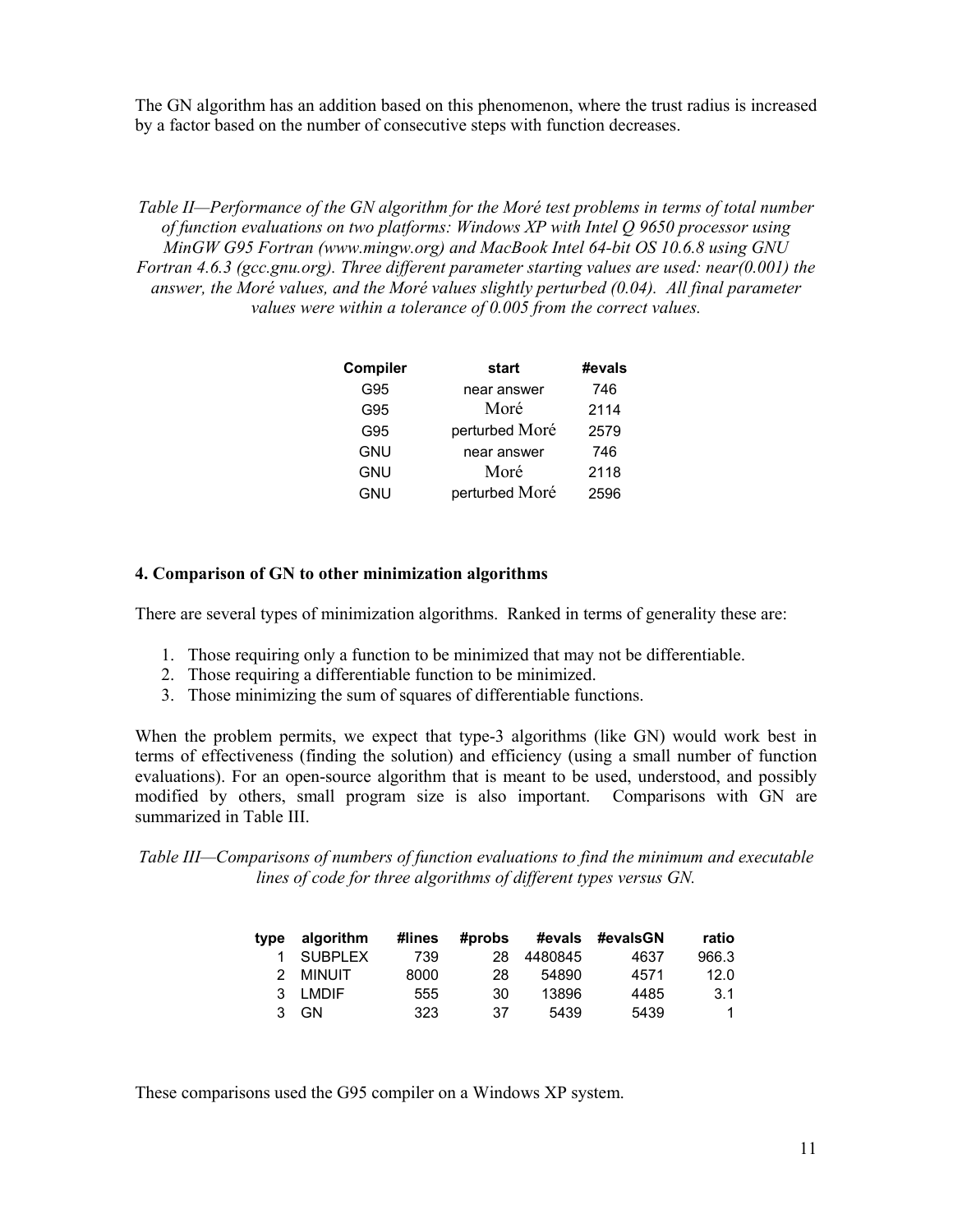The GN algorithm has an addition based on this phenomenon, where the trust radius is increased by a factor based on the number of consecutive steps with function decreases.

*Table II—Performance of the GN algorithm for the Moré test problems in terms of total number of function evaluations on two platforms: Windows XP with Intel Q 9650 processor using MinGW G95 Fortran (www.mingw.org) and MacBook Intel 64-bit OS 10.6.8 using GNU Fortran 4.6.3 (gcc.gnu.org). Three different parameter starting values are used: near(0.001) the answer, the Moré values, and the Moré values slightly perturbed (0.04). All final parameter values were within a tolerance of 0.005 from the correct values.*

| Compiler | start | #evals |
|---|---|---|
| G95 | near answer | 746 |
| G95 | Moré | 2114 |
| G95 | perturbed Moré | 2579 |
| GNU | near answer | 746 |
| GNU | Moré | 2118 |
| GNU | perturbed Moré | 2596 |

## 4. Comparison of GN to other minimization algorithms

There are several types of minimization algorithms. Ranked in terms of generality these are:

1. Those requiring only a function to be minimized that may not be differentiable.
2. Those requiring a differentiable function to be minimized.
3. Those minimizing the sum of squares of differentiable functions.

When the problem permits, we expect that type-3 algorithms (like GN) would work best in terms of effectiveness (finding the solution) and efficiency (using a small number of function evaluations). For an open-source algorithm that is meant to be used, understood, and possibly modified by others, small program size is also important. Comparisons with GN are summarized in Table III.

*Table III—Comparisons of numbers of function evaluations to find the minimum and executable lines of code for three algorithms of different types versus GN.*

| type | algorithm | #lines | #probs | #evals | #evalsGN | ratio |
|---|---|---|---|---|---|---|
| 1 | SUBPLEX | 739 | 28 | 4480845 | 4637 | 966.3 |
| 2 | MINUIT | 8000 | 28 | 54890 | 4571 | 12.0 |
| 3 | LMDIF | 555 | 30 | 13896 | 4485 | 3.1 |
| 3 | GN | 323 | 37 | 5439 | 5439 | 1 |

These comparisons used the G95 compiler on a Windows XP system.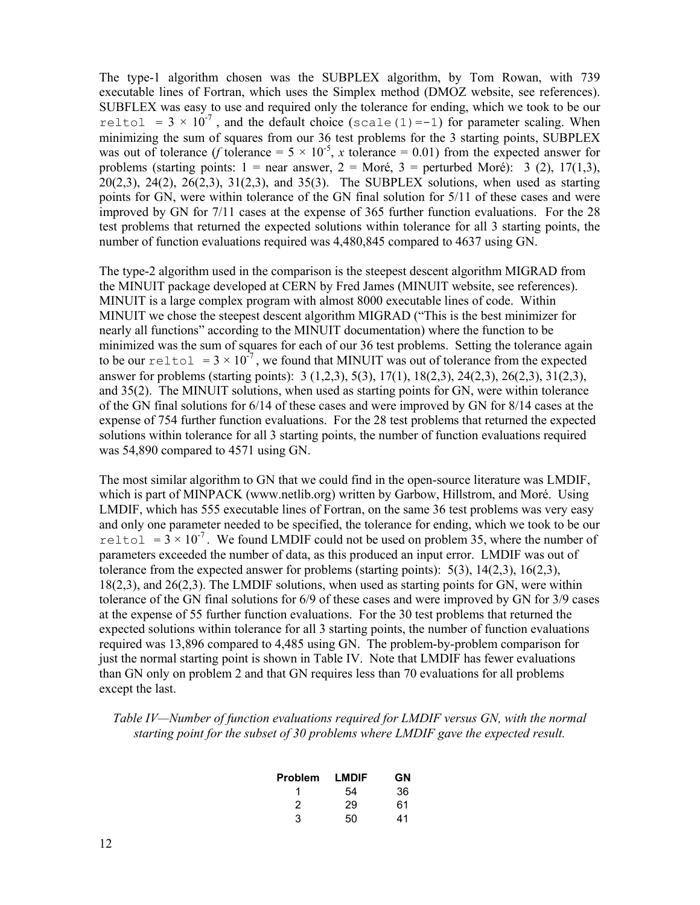The type-1 algorithm chosen was the SUBPLEX algorithm, by Tom Rowan, with 739 executable lines of Fortran, which uses the Simplex method (DMOZ website, see references). SUBFLEX was easy to use and required only the tolerance for ending, which we took to be our `reltol` $= 3 \times 10^{-7}$, and the default choice (`scale(1)=-1`) for parameter scaling. When minimizing the sum of squares from our 36 test problems for the 3 starting points, SUBPLEX was out of tolerance ($f$ tolerance = $5 \times 10^{-5}$, $x$ tolerance = 0.01) from the expected answer for problems (starting points: 1 = near answer, 2 = Moré, 3 = perturbed Moré): 3 (2), 17(1,3), 20(2,3), 24(2), 26(2,3), 31(2,3), and 35(3). The SUBPLEX solutions, when used as starting points for GN, were within tolerance of the GN final solution for 5/11 of these cases and were improved by GN for 7/11 cases at the expense of 365 further function evaluations. For the 28 test problems that returned the expected solutions within tolerance for all 3 starting points, the number of function evaluations required was 4,480,845 compared to 4637 using GN.

The type-2 algorithm used in the comparison is the steepest descent algorithm MIGRAD from the MINUIT package developed at CERN by Fred James (MINUIT website, see references). MINUIT is a large complex program with almost 8000 executable lines of code. Within MINUIT we chose the steepest descent algorithm MIGRAD ("This is the best minimizer for nearly all functions" according to the MINUIT documentation) where the function to be minimized was the sum of squares for each of our 36 test problems. Setting the tolerance again to be our `reltol` $= 3 \times 10^{-7}$, we found that MINUIT was out of tolerance from the expected answer for problems (starting points): 3 (1,2,3), 5(3), 17(1), 18(2,3), 24(2,3), 26(2,3), 31(2,3), and 35(2). The MINUIT solutions, when used as starting points for GN, were within tolerance of the GN final solutions for 6/14 of these cases and were improved by GN for 8/14 cases at the expense of 754 further function evaluations. For the 28 test problems that returned the expected solutions within tolerance for all 3 starting points, the number of function evaluations required was 54,890 compared to 4571 using GN.

The most similar algorithm to GN that we could find in the open-source literature was LMDIF, which is part of MINPACK (www.netlib.org) written by Garbow, Hillstrom, and Moré. Using LMDIF, which has 555 executable lines of Fortran, on the same 36 test problems was very easy and only one parameter needed to be specified, the tolerance for ending, which we took to be our `reltol` $= 3 \times 10^{-7}$. We found LMDIF could not be used on problem 35, where the number of parameters exceeded the number of data, as this produced an input error. LMDIF was out of tolerance from the expected answer for problems (starting points): 5(3), 14(2,3), 16(2,3), 18(2,3), and 26(2,3). The LMDIF solutions, when used as starting points for GN, were within tolerance of the GN final solutions for 6/9 of these cases and were improved by GN for 3/9 cases at the expense of 55 further function evaluations. For the 30 test problems that returned the expected solutions within tolerance for all 3 starting points, the number of function evaluations required was 13,896 compared to 4,485 using GN. The problem-by-problem comparison for just the normal starting point is shown in Table IV. Note that LMDIF has fewer evaluations than GN only on problem 2 and that GN requires less than 70 evaluations for all problems except the last.

*Table IV—Number of function evaluations required for LMDIF versus GN, with the normal starting point for the subset of 30 problems where LMDIF gave the expected result.*

| Problem | LMDIF | GN |
|---|---|---|
| 1 | 54 | 36 |
| 2 | 29 | 61 |
| 3 | 50 | 41 |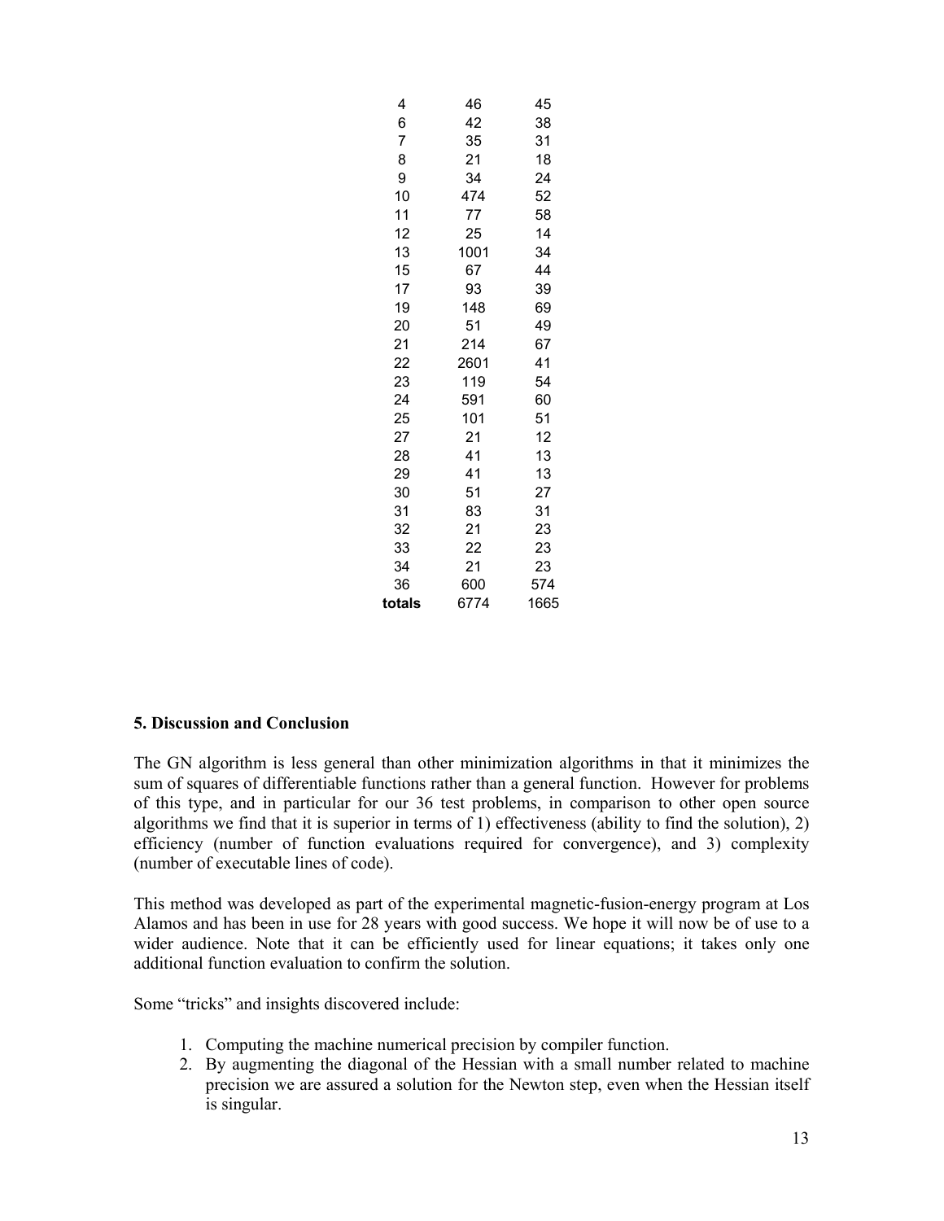| | | |
|---|---|---|
| 4 | 46 | 45 |
| 6 | 42 | 38 |
| 7 | 35 | 31 |
| 8 | 21 | 18 |
| 9 | 34 | 24 |
| 10 | 474 | 52 |
| 11 | 77 | 58 |
| 12 | 25 | 14 |
| 13 | 1001 | 34 |
| 15 | 67 | 44 |
| 17 | 93 | 39 |
| 19 | 148 | 69 |
| 20 | 51 | 49 |
| 21 | 214 | 67 |
| 22 | 2601 | 41 |
| 23 | 119 | 54 |
| 24 | 591 | 60 |
| 25 | 101 | 51 |
| 27 | 21 | 12 |
| 28 | 41 | 13 |
| 29 | 41 | 13 |
| 30 | 51 | 27 |
| 31 | 83 | 31 |
| 32 | 21 | 23 |
| 33 | 22 | 23 |
| 34 | 21 | 23 |
| 36 | 600 | 574 |
| **totals** | 6774 | 1665 |

## 5. Discussion and Conclusion

The GN algorithm is less general than other minimization algorithms in that it minimizes the sum of squares of differentiable functions rather than a general function. However for problems of this type, and in particular for our 36 test problems, in comparison to other open source algorithms we find that it is superior in terms of 1) effectiveness (ability to find the solution), 2) efficiency (number of function evaluations required for convergence), and 3) complexity (number of executable lines of code).

This method was developed as part of the experimental magnetic-fusion-energy program at Los Alamos and has been in use for 28 years with good success. We hope it will now be of use to a wider audience. Note that it can be efficiently used for linear equations; it takes only one additional function evaluation to confirm the solution.

Some "tricks" and insights discovered include:

1. Computing the machine numerical precision by compiler function.
2. By augmenting the diagonal of the Hessian with a small number related to machine precision we are assured a solution for the Newton step, even when the Hessian itself is singular.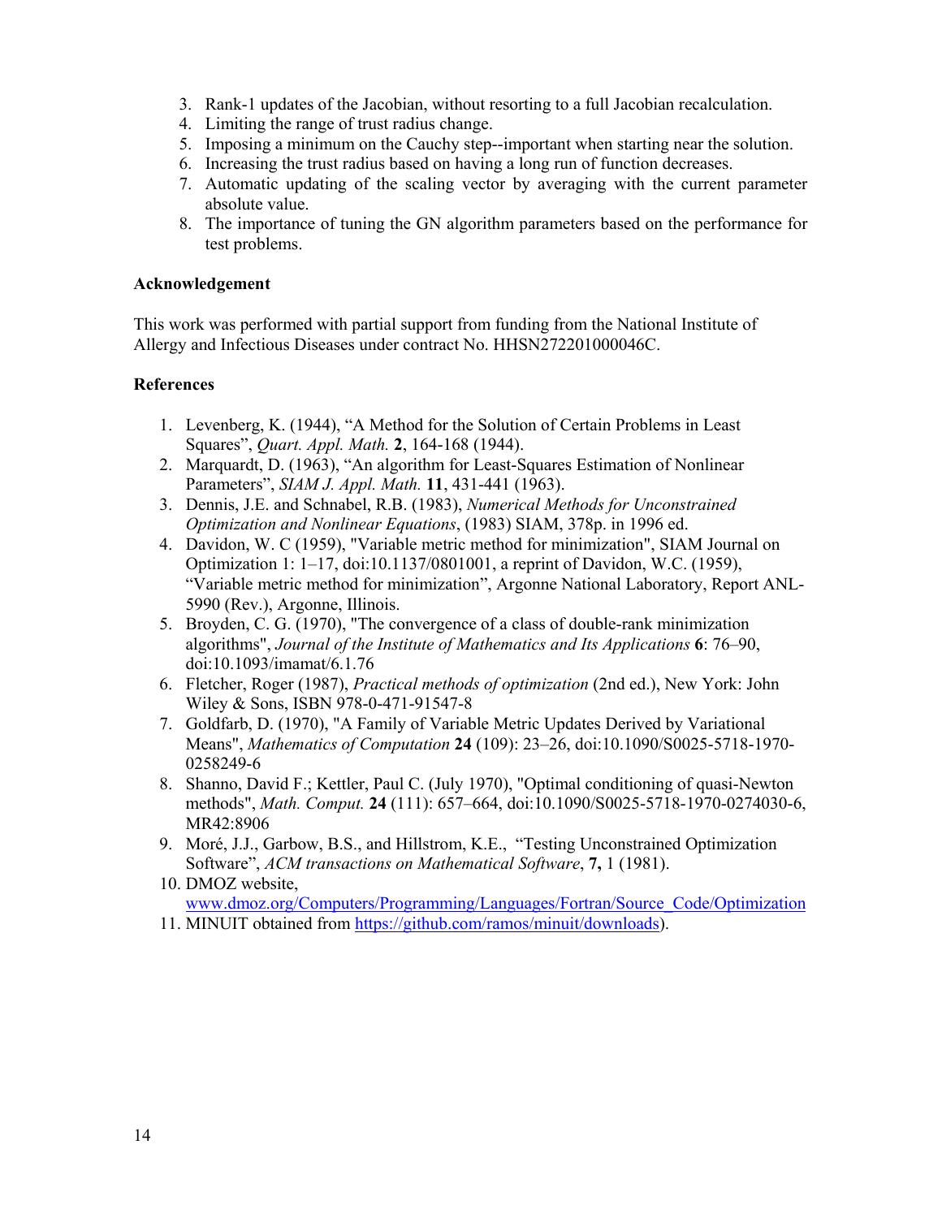3. Rank-1 updates of the Jacobian, without resorting to a full Jacobian recalculation.
4. Limiting the range of trust radius change.
5. Imposing a minimum on the Cauchy step--important when starting near the solution.
6. Increasing the trust radius based on having a long run of function decreases.
7. Automatic updating of the scaling vector by averaging with the current parameter absolute value.
8. The importance of tuning the GN algorithm parameters based on the performance for test problems.

### Acknowledgement

This work was performed with partial support from funding from the National Institute of Allergy and Infectious Diseases under contract No. HHSN272201000046C.

### References

1. Levenberg, K. (1944), "A Method for the Solution of Certain Problems in Least Squares", *Quart. Appl. Math.* **2**, 164-168 (1944).
2. Marquardt, D. (1963), "An algorithm for Least-Squares Estimation of Nonlinear Parameters", *SIAM J. Appl. Math.* **11**, 431-441 (1963).
3. Dennis, J.E. and Schnabel, R.B. (1983), *Numerical Methods for Unconstrained Optimization and Nonlinear Equations*, (1983) SIAM, 378p. in 1996 ed.
4. Davidon, W. C (1959), "Variable metric method for minimization", SIAM Journal on Optimization 1: 1–17, doi:10.1137/0801001, a reprint of Davidon, W.C. (1959), "Variable metric method for minimization", Argonne National Laboratory, Report ANL-5990 (Rev.), Argonne, Illinois.
5. Broyden, C. G. (1970), "The convergence of a class of double-rank minimization algorithms", *Journal of the Institute of Mathematics and Its Applications* **6**: 76–90, doi:10.1093/imamat/6.1.76
6. Fletcher, Roger (1987), *Practical methods of optimization* (2nd ed.), New York: John Wiley & Sons, ISBN 978-0-471-91547-8
7. Goldfarb, D. (1970), "A Family of Variable Metric Updates Derived by Variational Means", *Mathematics of Computation* **24** (109): 23–26, doi:10.1090/S0025-5718-1970-0258249-6
8. Shanno, David F.; Kettler, Paul C. (July 1970), "Optimal conditioning of quasi-Newton methods", *Math. Comput.* **24** (111): 657–664, doi:10.1090/S0025-5718-1970-0274030-6, MR42:8906
9. Moré, J.J., Garbow, B.S., and Hillstrom, K.E., "Testing Unconstrained Optimization Software", *ACM transactions on Mathematical Software*, **7,** 1 (1981).
10. DMOZ website, www.dmoz.org/Computers/Programming/Languages/Fortran/Source_Code/Optimization
11. MINUIT obtained from https://github.com/ramos/minuit/downloads).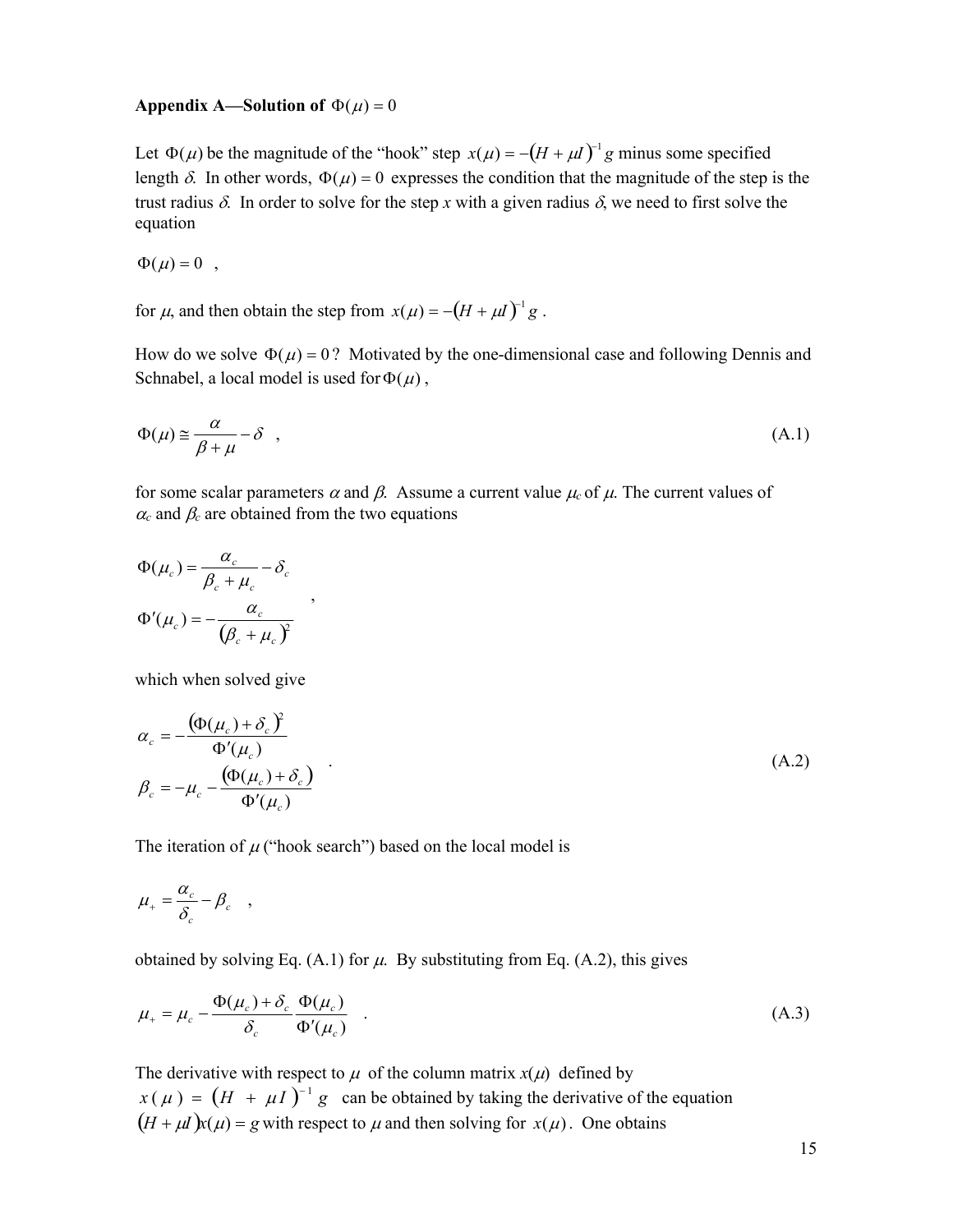**Appendix A—Solution of $\Phi(\mu) = 0$**

Let $\Phi(\mu)$ be the magnitude of the "hook" step $x(\mu) = -(H + \mu I)^{-1} g$ minus some specified length $\delta$. In other words, $\Phi(\mu) = 0$ expresses the condition that the magnitude of the step is the trust radius $\delta$. In order to solve for the step $x$ with a given radius $\delta$, we need to first solve the equation

$$\Phi(\mu) = 0 \quad ,$$

for $\mu$, and then obtain the step from $x(\mu) = -(H + \mu I)^{-1} g$ .

How do we solve $\Phi(\mu) = 0$? Motivated by the one-dimensional case and following Dennis and Schnabel, a local model is used for $\Phi(\mu)$,

$$\Phi(\mu) \cong \frac{\alpha}{\beta + \mu} - \delta \quad , \tag{A.1}$$

for some scalar parameters $\alpha$ and $\beta$. Assume a current value $\mu_c$ of $\mu$. The current values of $\alpha_c$ and $\beta_c$ are obtained from the two equations

$$\begin{aligned} \Phi(\mu_c) &= \frac{\alpha_c}{\beta_c + \mu_c} - \delta_c \\ \Phi'(\mu_c) &= -\frac{\alpha_c}{(\beta_c + \mu_c)^2} \end{aligned} \quad ,$$

which when solved give

$$\begin{aligned} \alpha_c &= -\frac{(\Phi(\mu_c) + \delta_c)^2}{\Phi'(\mu_c)} \\ \beta_c &= -\mu_c - \frac{(\Phi(\mu_c) + \delta_c)}{\Phi'(\mu_c)} \end{aligned} \quad . \tag{A.2}$$

The iteration of $\mu$ ("hook search") based on the local model is

$$\mu_+ = \frac{\alpha_c}{\delta_c} - \beta_c \quad ,$$

obtained by solving Eq. (A.1) for $\mu$. By substituting from Eq. (A.2), this gives

$$\mu_+ = \mu_c - \frac{\Phi(\mu_c) + \delta_c}{\delta_c} \frac{\Phi(\mu_c)}{\Phi'(\mu_c)} \quad . \tag{A.3}$$

The derivative with respect to $\mu$ of the column matrix $x(\mu)$ defined by $x(\mu) = (H + \mu I)^{-1} g$ can be obtained by taking the derivative of the equation $(H + \mu I) x(\mu) = g$ with respect to $\mu$ and then solving for $x(\mu)$. One obtains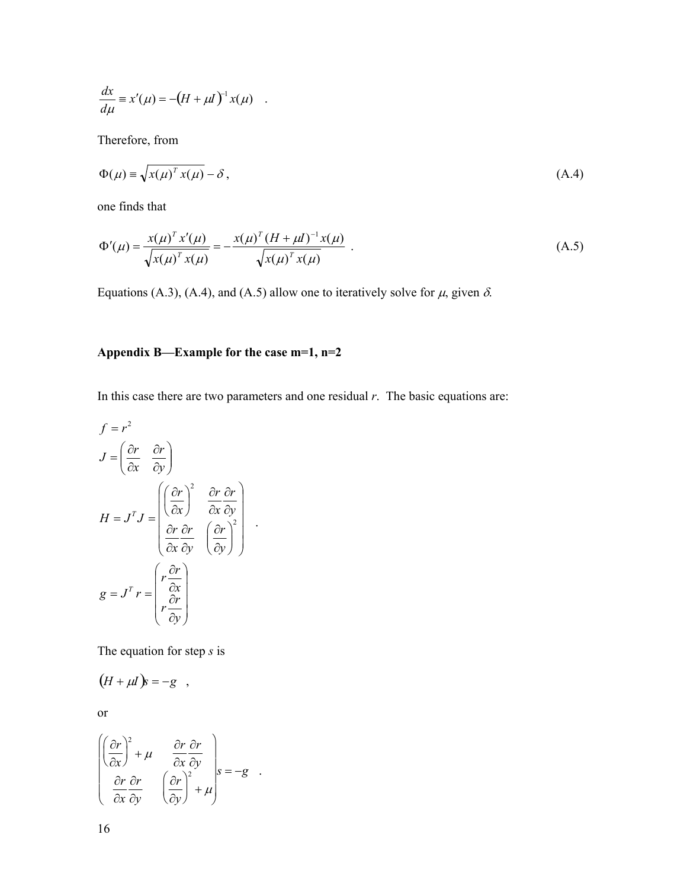$$\frac{dx}{d\mu} \equiv x'(\mu) = -(H + \mu I)^{-1} x(\mu) \quad .$$

Therefore, from

$$\Phi(\mu) \equiv \sqrt{x(\mu)^T x(\mu)} - \delta \,, \tag{A.4}$$

one finds that

$$\Phi'(\mu) = \frac{x(\mu)^T x'(\mu)}{\sqrt{x(\mu)^T x(\mu)}} = -\frac{x(\mu)^T (H + \mu I)^{-1} x(\mu)}{\sqrt{x(\mu)^T x(\mu)}} \quad . \tag{A.5}$$

Equations (A.3), (A.4), and (A.5) allow one to iteratively solve for $\mu$, given $\delta$.

## Appendix B—Example for the case m=1, n=2

In this case there are two parameters and one residual $r$. The basic equations are:

$$\begin{aligned}
f &= r^2 \\
J &= \begin{pmatrix} \dfrac{\partial r}{\partial x} & \dfrac{\partial r}{\partial y} \end{pmatrix} \\
H = J^T J &= \begin{pmatrix} \left(\dfrac{\partial r}{\partial x}\right)^2 & \dfrac{\partial r}{\partial x}\dfrac{\partial r}{\partial y} \\ \dfrac{\partial r}{\partial x}\dfrac{\partial r}{\partial y} & \left(\dfrac{\partial r}{\partial y}\right)^2 \end{pmatrix} \quad . \\
g = J^T r &= \begin{pmatrix} r\dfrac{\partial r}{\partial x} \\ r\dfrac{\partial r}{\partial y} \end{pmatrix}
\end{aligned}$$

The equation for step $s$ is

$$(H + \mu I)s = -g \quad ,$$

or

$$\begin{pmatrix} \left(\dfrac{\partial r}{\partial x}\right)^2 + \mu & \dfrac{\partial r}{\partial x}\dfrac{\partial r}{\partial y} \\ \dfrac{\partial r}{\partial x}\dfrac{\partial r}{\partial y} & \left(\dfrac{\partial r}{\partial y}\right)^2 + \mu \end{pmatrix} s = -g \quad .$$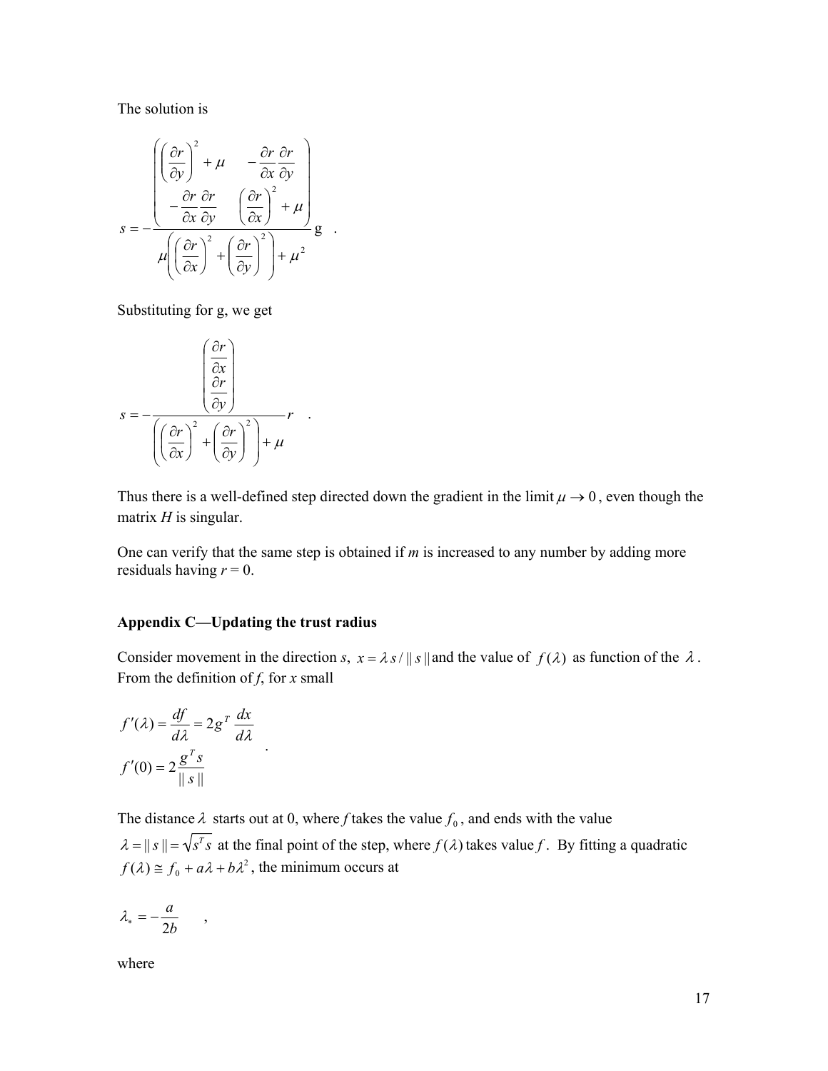The solution is

$$s = -\frac{\begin{pmatrix} \left(\frac{\partial r}{\partial y}\right)^2 + \mu & -\frac{\partial r}{\partial x}\frac{\partial r}{\partial y} \\ -\frac{\partial r}{\partial x}\frac{\partial r}{\partial y} & \left(\frac{\partial r}{\partial x}\right)^2 + \mu \end{pmatrix}}{\mu\left(\left(\frac{\partial r}{\partial x}\right)^2 + \left(\frac{\partial r}{\partial y}\right)^2\right) + \mu^2} \mathrm{g} \quad .$$

Substituting for g, we get

$$s = -\frac{\begin{pmatrix} \frac{\partial r}{\partial x} \\ \frac{\partial r}{\partial y} \end{pmatrix}}{\left(\left(\frac{\partial r}{\partial x}\right)^2 + \left(\frac{\partial r}{\partial y}\right)^2\right) + \mu} r \quad .$$

Thus there is a well-defined step directed down the gradient in the limit $\mu \to 0$, even though the matrix *H* is singular.

One can verify that the same step is obtained if *m* is increased to any number by adding more residuals having $r = 0$.

### Appendix C—Updating the trust radius

Consider movement in the direction *s*, $x = \lambda s / \| s \|$ and the value of $f(\lambda)$ as function of the $\lambda$. From the definition of *f*, for *x* small

$$\begin{aligned} f'(\lambda) &= \frac{df}{d\lambda} = 2g^T \frac{dx}{d\lambda} \\ f'(0) &= 2\frac{g^T s}{\| s \|} \end{aligned} \quad .$$

The distance $\lambda$ starts out at 0, where *f* takes the value $f_0$, and ends with the value $\lambda = \| s \| = \sqrt{s^T s}$ at the final point of the step, where $f(\lambda)$ takes value *f*. By fitting a quadratic $f(\lambda) \cong f_0 + a\lambda + b\lambda^2$, the minimum occurs at

$$\lambda_* = -\frac{a}{2b} \quad ,$$

where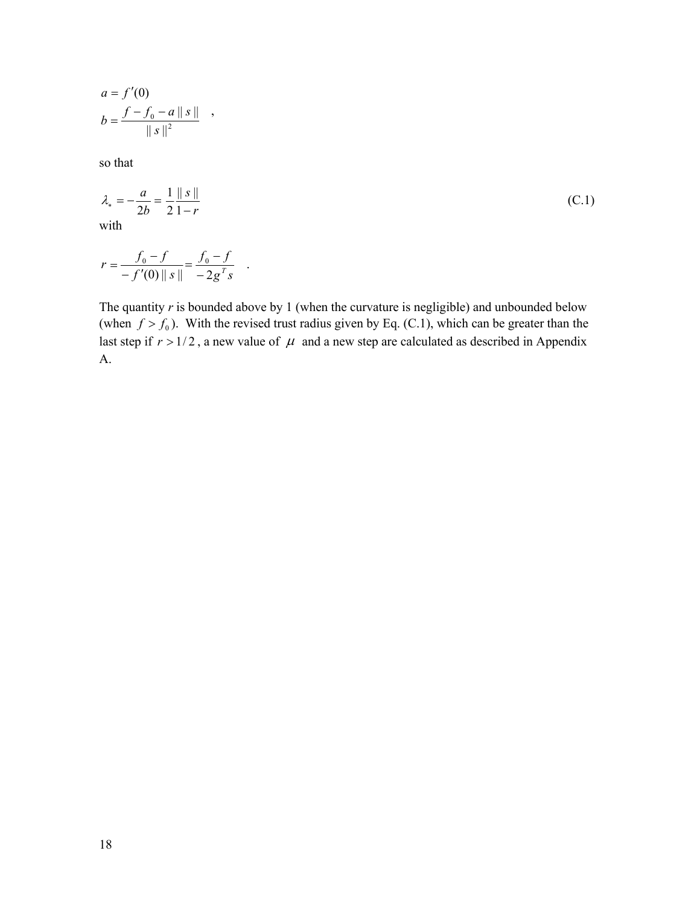$$
\begin{aligned}
a &= f'(0) \\
b &= \frac{f - f_0 - a \| s \|}{\| s \|^2}
\end{aligned} \quad ,
$$

so that

$$
\lambda_* = -\frac{a}{2b} = \frac{1}{2} \frac{\| s \|}{1 - r} \tag{C.1}
$$

with

$$
r = \frac{f_0 - f}{-f'(0) \| s \|} = \frac{f_0 - f}{-2g^T s} \quad .
$$

The quantity $r$ is bounded above by 1 (when the curvature is negligible) and unbounded below (when $f > f_0$). With the revised trust radius given by Eq. (C.1), which can be greater than the last step if $r > 1/2$, a new value of $\mu$ and a new step are calculated as described in Appendix A.